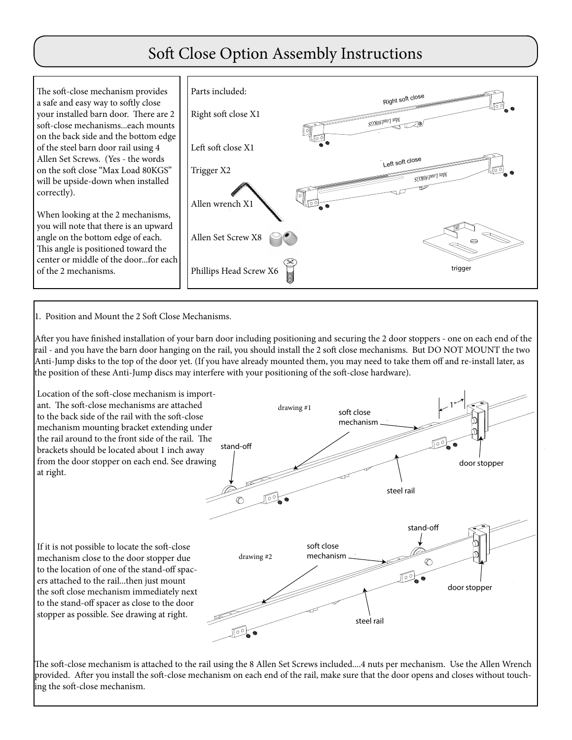// Soft Close Option Assembly Instructions

# Soft Close Option Assembly Instructions

The soft-close mechanism provides a safe and easy way to softly close your installed barn door. There are 2 soft-close mechanisms...each mounts on the back side and the bottom edge of the steel barn door rail using 4 Allen Set Screws. (Yes - the words on the soft close "Max Load 80KGS" will be upside-down when installed correctly).

When looking at the 2 mechanisms, you will note that there is an upward angle on the bottom edge of each. This angle is positioned toward the center or middle of the door...for each of the 2 mechanisms.

Parts included:

- Right soft close X1
- Left soft close X1
- Trigger X2
- Allen wrench X1
- Allen Set Screw X8
- Phillips Head Screw X6

1. Position and Mount the 2 Soft Close Mechanisms.

After you have finished installation of your barn door including positioning and securing the 2 door stoppers - one on each end of the rail - and you have the barn door hanging on the rail, you should install the 2 soft close mechanisms. But DO NOT MOUNT the two Anti-Jump disks to the top of the door yet. (If you have already mounted them, you may need to take them off and re-install later, as the position of these Anti-Jump discs may interfere with your positioning of the soft-close hardware).

Location of the soft-close mechanism is important. The soft-close mechanisms are attached to the back side of the rail with the soft-close mechanism mounting bracket extending under the rail around to the front side of the rail. The brackets should be located about 1 inch away from the door stopper on each end. See drawing at right.

If it is not possible to locate the soft-close mechanism close to the door stopper due to the location of one of the stand-off spacers attached to the rail...then just mount the soft close mechanism immediately next to the stand-off spacer as close to the door stopper as possible. See drawing at right.

The soft-close mechanism is attached to the rail using the 8 Allen Set Screws included....4 nuts per mechanism. Use the Allen Wrench provided. After you install the soft-close mechanism on each end of the rail, make sure that the door opens and closes without touching the soft-close mechanism.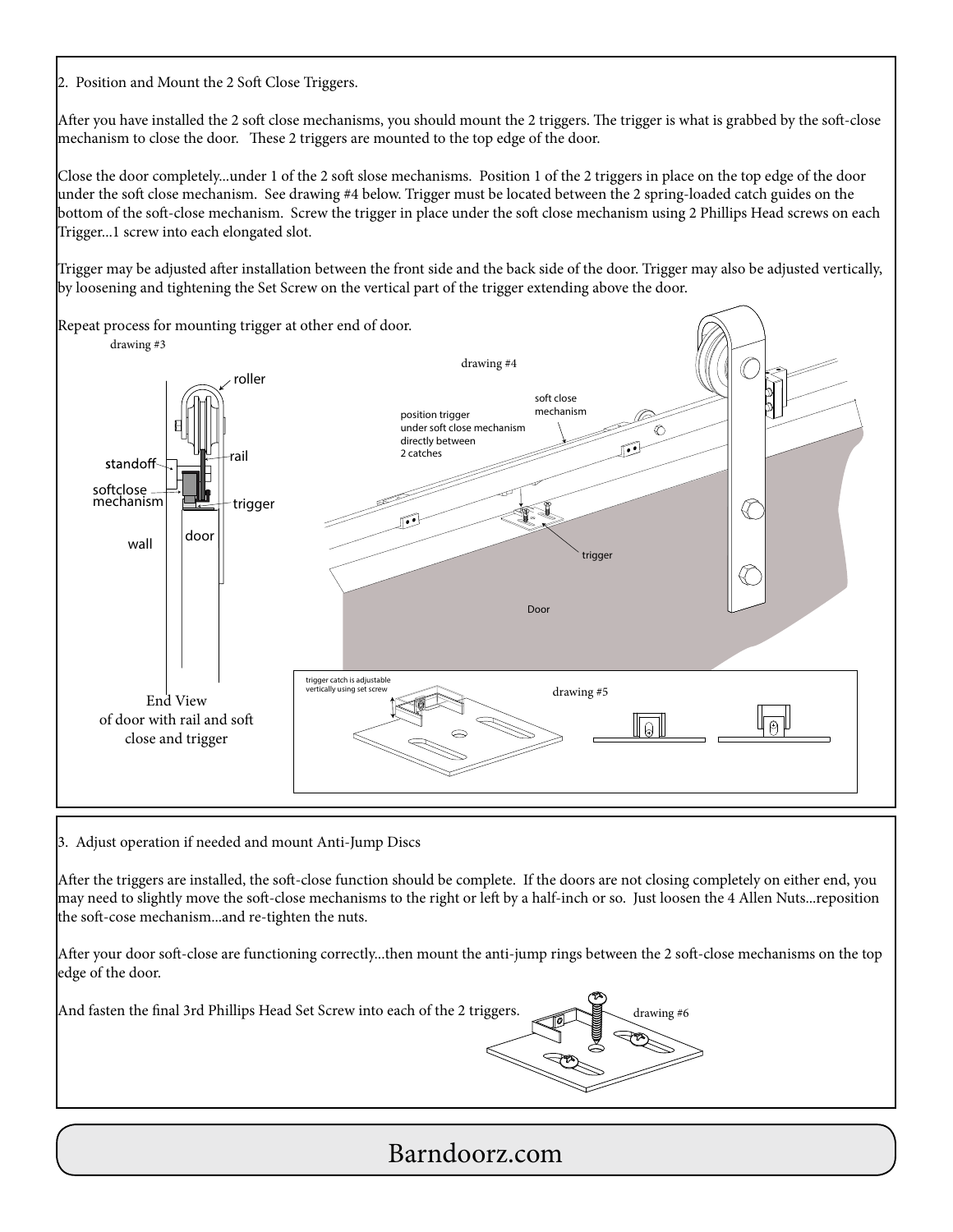2. Position and Mount the 2 Soft Close Triggers.

After you have installed the 2 soft close mechanisms, you should mount the 2 triggers. The trigger is what is grabbed by the soft-close mechanism to close the door. These 2 triggers are mounted to the top edge of the door.

Close the door completely...under 1 of the 2 soft slose mechanisms. Position 1 of the 2 triggers in place on the top edge of the door under the soft close mechanism. See drawing #4 below. Trigger must be located between the 2 spring-loaded catch guides on the bottom of the soft-close mechanism. Screw the trigger in place under the soft close mechanism using 2 Phillips Head screws on each Trigger...1 screw into each elongated slot.

Trigger may be adjusted after installation between the front side and the back side of the door. Trigger may also be adjusted vertically, by loosening and tightening the Set Screw on the vertical part of the trigger extending above the door.

Repeat process for mounting trigger at other end of door.

drawing #3

roller

rail

standoff

softclose mechanism

trigger

wall

door

End View of door with rail and soft close and trigger

drawing #4

soft close mechanism

position trigger under soft close mechanism directly between 2 catches

trigger

Door

trigger catch is adjustable vertically using set screw

drawing #5

3. Adjust operation if needed and mount Anti-Jump Discs

After the triggers are installed, the soft-close function should be complete. If the doors are not closing completely on either end, you may need to slightly move the soft-close mechanisms to the right or left by a half-inch or so. Just loosen the 4 Allen Nuts...reposition the soft-cose mechanism...and re-tighten the nuts.

After your door soft-close are functioning correctly...then mount the anti-jump rings between the 2 soft-close mechanisms on the top edge of the door.

And fasten the final 3rd Phillips Head Set Screw into each of the 2 triggers.

drawing #6